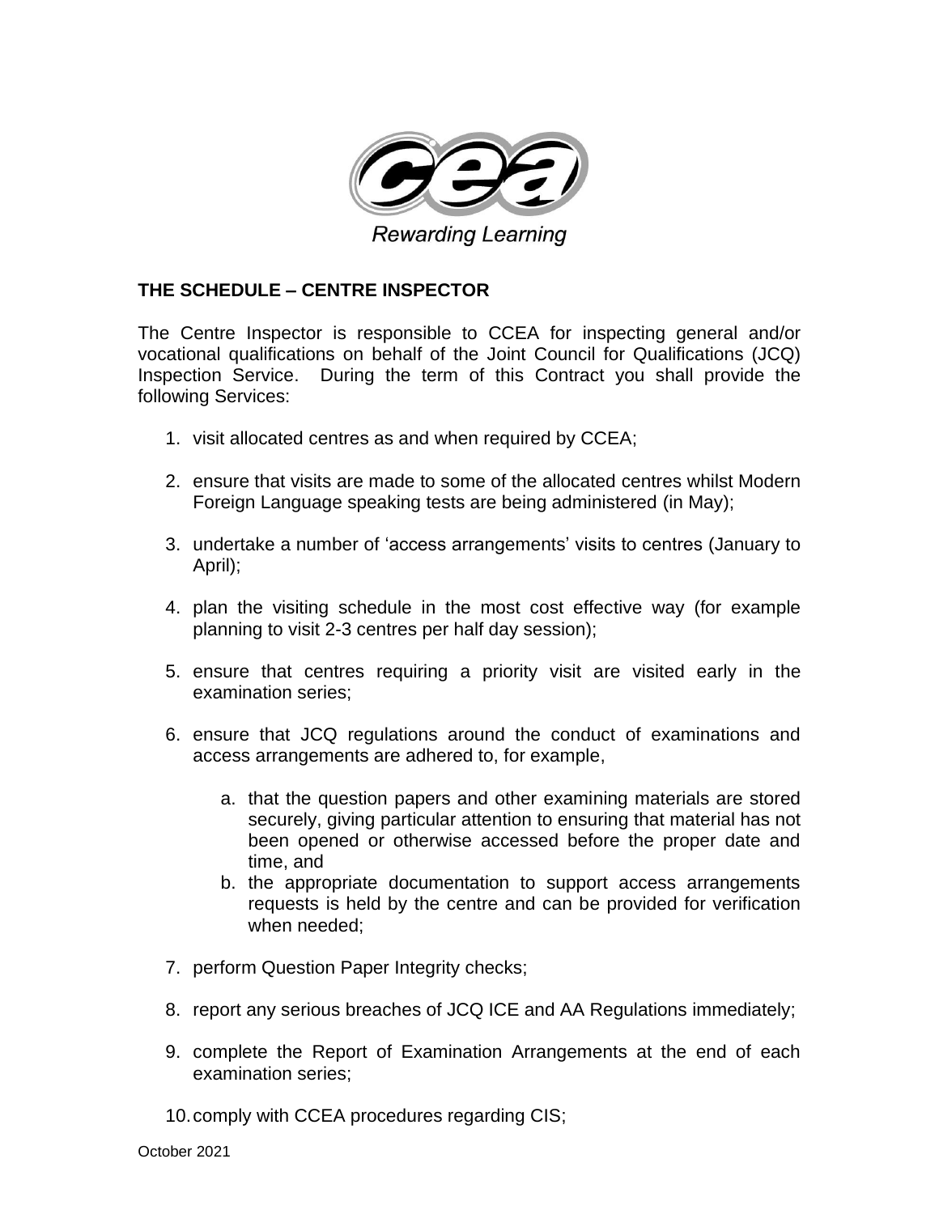Rewarding Learning

## THE SCHEDULE – CENTRE INSPECTOR

The Centre Inspector is responsible to CCEA for inspecting general and/or vocational qualifications on behalf of the Joint Council for Qualifications (JCQ) Inspection Service. During the term of this Contract you shall provide the following Services:

1. visit allocated centres as and when required by CCEA;

2. ensure that visits are made to some of the allocated centres whilst Modern Foreign Language speaking tests are being administered (in May);

3. undertake a number of 'access arrangements' visits to centres (January to April);

4. plan the visiting schedule in the most cost effective way (for example planning to visit 2-3 centres per half day session);

5. ensure that centres requiring a priority visit are visited early in the examination series;

6. ensure that JCQ regulations around the conduct of examinations and access arrangements are adhered to, for example,

   a. that the question papers and other examining materials are stored securely, giving particular attention to ensuring that material has not been opened or otherwise accessed before the proper date and time, and
   b. the appropriate documentation to support access arrangements requests is held by the centre and can be provided for verification when needed;

7. perform Question Paper Integrity checks;

8. report any serious breaches of JCQ ICE and AA Regulations immediately;

9. complete the Report of Examination Arrangements at the end of each examination series;

10. comply with CCEA procedures regarding CIS;

October 2021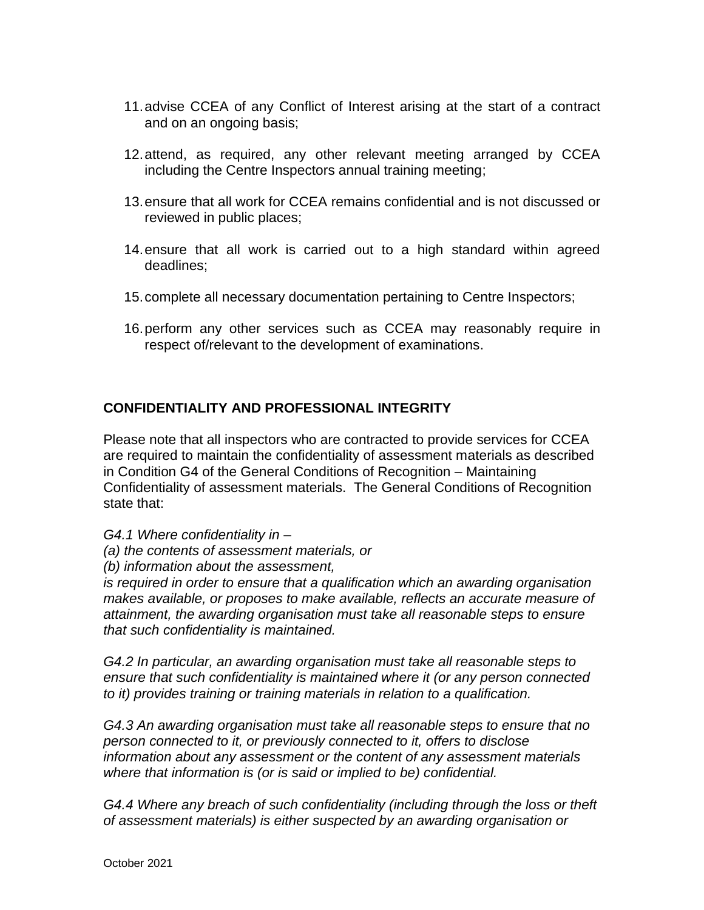11. advise CCEA of any Conflict of Interest arising at the start of a contract and on an ongoing basis;

12. attend, as required, any other relevant meeting arranged by CCEA including the Centre Inspectors annual training meeting;

13. ensure that all work for CCEA remains confidential and is not discussed or reviewed in public places;

14. ensure that all work is carried out to a high standard within agreed deadlines;

15. complete all necessary documentation pertaining to Centre Inspectors;

16. perform any other services such as CCEA may reasonably require in respect of/relevant to the development of examinations.

## CONFIDENTIALITY AND PROFESSIONAL INTEGRITY

Please note that all inspectors who are contracted to provide services for CCEA are required to maintain the confidentiality of assessment materials as described in Condition G4 of the General Conditions of Recognition – Maintaining Confidentiality of assessment materials. The General Conditions of Recognition state that:

*G4.1 Where confidentiality in –*
*(a) the contents of assessment materials, or*
*(b) information about the assessment,*
*is required in order to ensure that a qualification which an awarding organisation makes available, or proposes to make available, reflects an accurate measure of attainment, the awarding organisation must take all reasonable steps to ensure that such confidentiality is maintained.*

*G4.2 In particular, an awarding organisation must take all reasonable steps to ensure that such confidentiality is maintained where it (or any person connected to it) provides training or training materials in relation to a qualification.*

*G4.3 An awarding organisation must take all reasonable steps to ensure that no person connected to it, or previously connected to it, offers to disclose information about any assessment or the content of any assessment materials where that information is (or is said or implied to be) confidential.*

*G4.4 Where any breach of such confidentiality (including through the loss or theft of assessment materials) is either suspected by an awarding organisation or*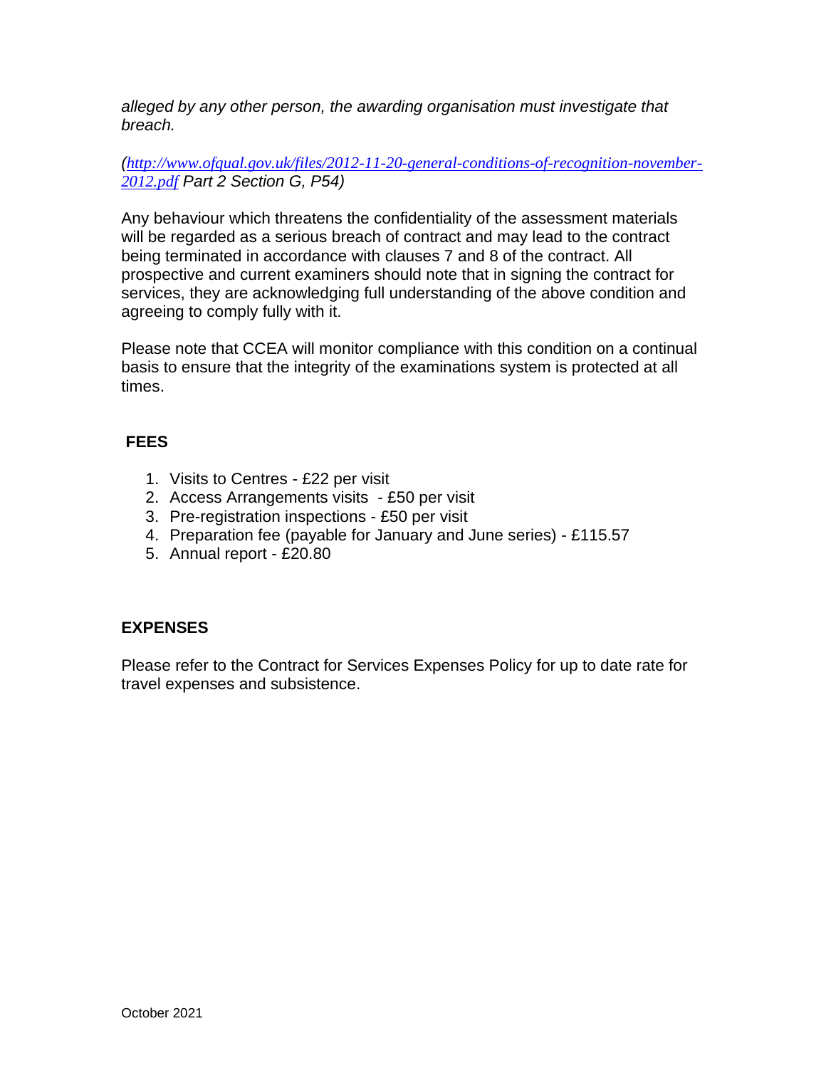*alleged by any other person, the awarding organisation must investigate that breach.*

*([http://www.ofqual.gov.uk/files/2012-11-20-general-conditions-of-recognition-november-2012.pdf](http://www.ofqual.gov.uk/files/2012-11-20-general-conditions-of-recognition-november-2012.pdf) Part 2 Section G, P54)*

Any behaviour which threatens the confidentiality of the assessment materials will be regarded as a serious breach of contract and may lead to the contract being terminated in accordance with clauses 7 and 8 of the contract. All prospective and current examiners should note that in signing the contract for services, they are acknowledging full understanding of the above condition and agreeing to comply fully with it.

Please note that CCEA will monitor compliance with this condition on a continual basis to ensure that the integrity of the examinations system is protected at all times.

**FEES**

1. Visits to Centres - £22 per visit
2. Access Arrangements visits - £50 per visit
3. Pre-registration inspections - £50 per visit
4. Preparation fee (payable for January and June series) - £115.57
5. Annual report - £20.80

**EXPENSES**

Please refer to the Contract for Services Expenses Policy for up to date rate for travel expenses and subsistence.

October 2021